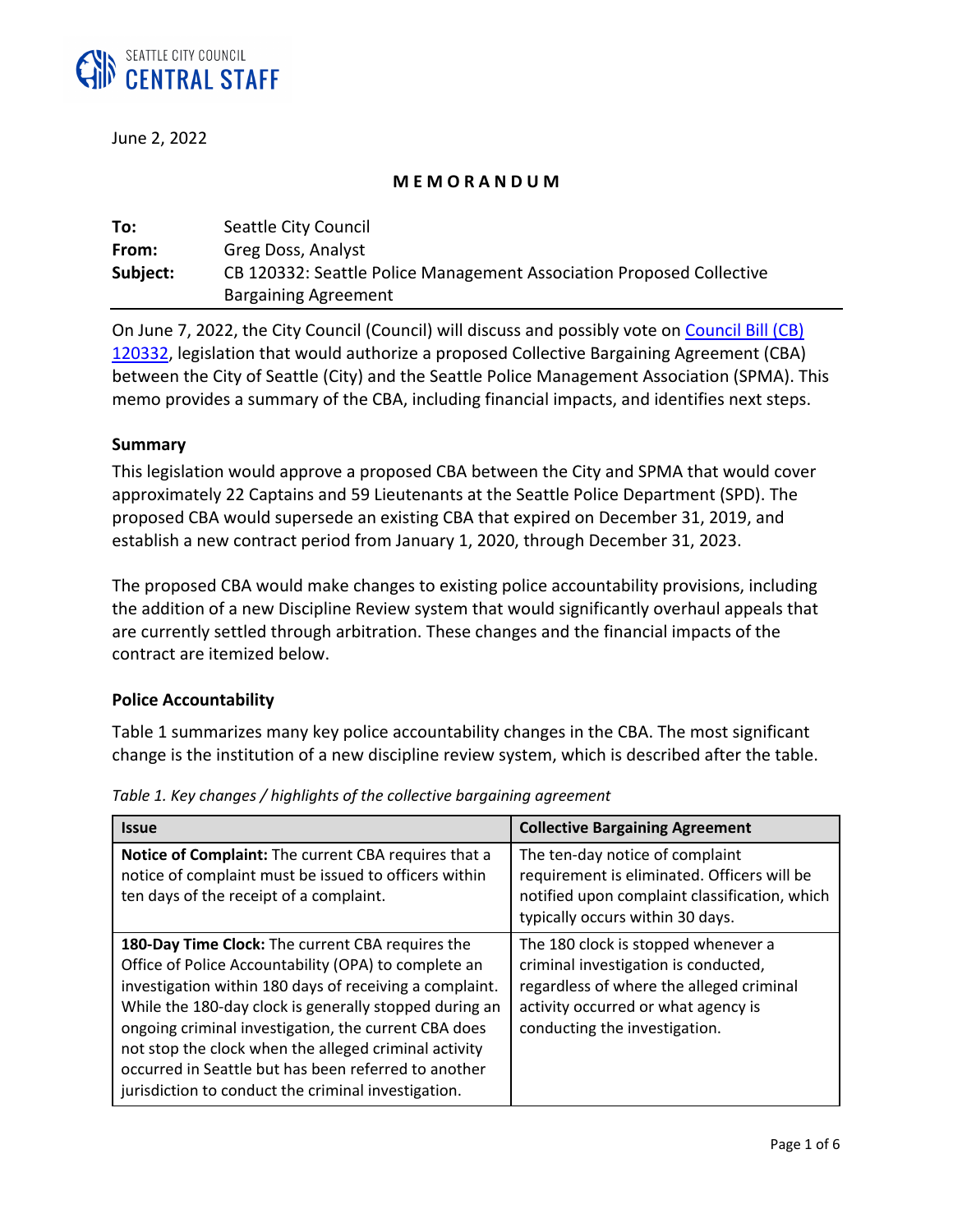SEATTLE CITY COUNCIL
**CENTRAL STAFF**

June 2, 2022

**M E M O R A N D U M**

| | |
|---|---|
| **To:** | Seattle City Council |
| **From:** | Greg Doss, Analyst |
| **Subject:** | CB 120332: Seattle Police Management Association Proposed Collective Bargaining Agreement |

On June 7, 2022, the City Council (Council) will discuss and possibly vote on Council Bill (CB) 120332, legislation that would authorize a proposed Collective Bargaining Agreement (CBA) between the City of Seattle (City) and the Seattle Police Management Association (SPMA). This memo provides a summary of the CBA, including financial impacts, and identifies next steps.

**Summary**

This legislation would approve a proposed CBA between the City and SPMA that would cover approximately 22 Captains and 59 Lieutenants at the Seattle Police Department (SPD). The proposed CBA would supersede an existing CBA that expired on December 31, 2019, and establish a new contract period from January 1, 2020, through December 31, 2023.

The proposed CBA would make changes to existing police accountability provisions, including the addition of a new Discipline Review system that would significantly overhaul appeals that are currently settled through arbitration. These changes and the financial impacts of the contract are itemized below.

**Police Accountability**

Table 1 summarizes many key police accountability changes in the CBA. The most significant change is the institution of a new discipline review system, which is described after the table.

*Table 1. Key changes / highlights of the collective bargaining agreement*

| Issue | Collective Bargaining Agreement |
|---|---|
| **Notice of Complaint:** The current CBA requires that a notice of complaint must be issued to officers within ten days of the receipt of a complaint. | The ten-day notice of complaint requirement is eliminated. Officers will be notified upon complaint classification, which typically occurs within 30 days. |
| **180-Day Time Clock:** The current CBA requires the Office of Police Accountability (OPA) to complete an investigation within 180 days of receiving a complaint. While the 180-day clock is generally stopped during an ongoing criminal investigation, the current CBA does not stop the clock when the alleged criminal activity occurred in Seattle but has been referred to another jurisdiction to conduct the criminal investigation. | The 180 clock is stopped whenever a criminal investigation is conducted, regardless of where the alleged criminal activity occurred or what agency is conducting the investigation. |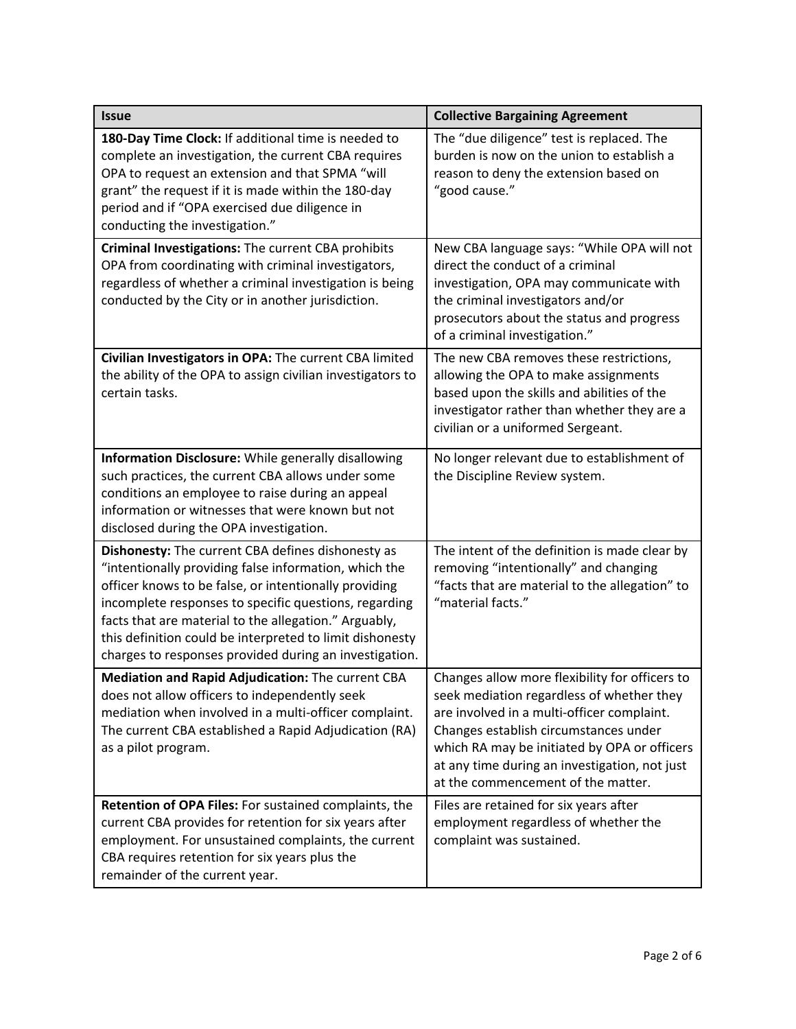| Issue | Collective Bargaining Agreement |
|---|---|
| **180-Day Time Clock:** If additional time is needed to complete an investigation, the current CBA requires OPA to request an extension and that SPMA "will grant" the request if it is made within the 180-day period and if "OPA exercised due diligence in conducting the investigation." | The "due diligence" test is replaced. The burden is now on the union to establish a reason to deny the extension based on "good cause." |
| **Criminal Investigations:** The current CBA prohibits OPA from coordinating with criminal investigators, regardless of whether a criminal investigation is being conducted by the City or in another jurisdiction. | New CBA language says: "While OPA will not direct the conduct of a criminal investigation, OPA may communicate with the criminal investigators and/or prosecutors about the status and progress of a criminal investigation." |
| **Civilian Investigators in OPA:** The current CBA limited the ability of the OPA to assign civilian investigators to certain tasks. | The new CBA removes these restrictions, allowing the OPA to make assignments based upon the skills and abilities of the investigator rather than whether they are a civilian or a uniformed Sergeant. |
| **Information Disclosure:** While generally disallowing such practices, the current CBA allows under some conditions an employee to raise during an appeal information or witnesses that were known but not disclosed during the OPA investigation. | No longer relevant due to establishment of the Discipline Review system. |
| **Dishonesty:** The current CBA defines dishonesty as "intentionally providing false information, which the officer knows to be false, or intentionally providing incomplete responses to specific questions, regarding facts that are material to the allegation." Arguably, this definition could be interpreted to limit dishonesty charges to responses provided during an investigation. | The intent of the definition is made clear by removing "intentionally" and changing "facts that are material to the allegation" to "material facts." |
| **Mediation and Rapid Adjudication:** The current CBA does not allow officers to independently seek mediation when involved in a multi-officer complaint. The current CBA established a Rapid Adjudication (RA) as a pilot program. | Changes allow more flexibility for officers to seek mediation regardless of whether they are involved in a multi-officer complaint. Changes establish circumstances under which RA may be initiated by OPA or officers at any time during an investigation, not just at the commencement of the matter. |
| **Retention of OPA Files:** For sustained complaints, the current CBA provides for retention for six years after employment. For unsustained complaints, the current CBA requires retention for six years plus the remainder of the current year. | Files are retained for six years after employment regardless of whether the complaint was sustained. |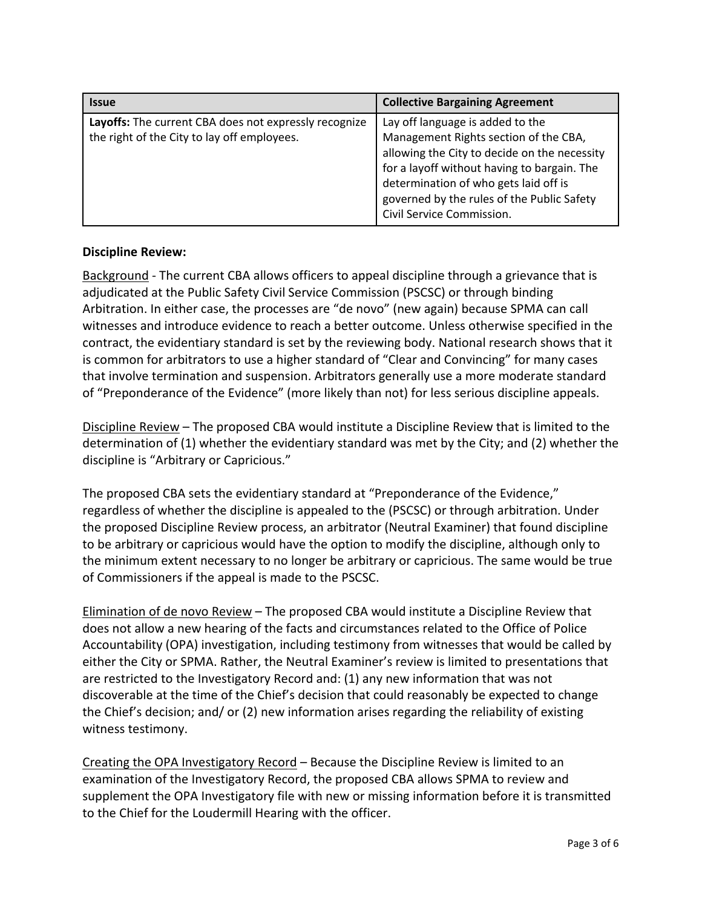| Issue | Collective Bargaining Agreement |
| --- | --- |
| **Layoffs:** The current CBA does not expressly recognize the right of the City to lay off employees. | Lay off language is added to the Management Rights section of the CBA, allowing the City to decide on the necessity for a layoff without having to bargain. The determination of who gets laid off is governed by the rules of the Public Safety Civil Service Commission. |

**Discipline Review:**

Background - The current CBA allows officers to appeal discipline through a grievance that is adjudicated at the Public Safety Civil Service Commission (PSCSC) or through binding Arbitration. In either case, the processes are "de novo" (new again) because SPMA can call witnesses and introduce evidence to reach a better outcome. Unless otherwise specified in the contract, the evidentiary standard is set by the reviewing body. National research shows that it is common for arbitrators to use a higher standard of "Clear and Convincing" for many cases that involve termination and suspension. Arbitrators generally use a more moderate standard of "Preponderance of the Evidence" (more likely than not) for less serious discipline appeals.

Discipline Review – The proposed CBA would institute a Discipline Review that is limited to the determination of (1) whether the evidentiary standard was met by the City; and (2) whether the discipline is "Arbitrary or Capricious."

The proposed CBA sets the evidentiary standard at "Preponderance of the Evidence," regardless of whether the discipline is appealed to the (PSCSC) or through arbitration. Under the proposed Discipline Review process, an arbitrator (Neutral Examiner) that found discipline to be arbitrary or capricious would have the option to modify the discipline, although only to the minimum extent necessary to no longer be arbitrary or capricious. The same would be true of Commissioners if the appeal is made to the PSCSC.

Elimination of de novo Review – The proposed CBA would institute a Discipline Review that does not allow a new hearing of the facts and circumstances related to the Office of Police Accountability (OPA) investigation, including testimony from witnesses that would be called by either the City or SPMA. Rather, the Neutral Examiner's review is limited to presentations that are restricted to the Investigatory Record and: (1) any new information that was not discoverable at the time of the Chief's decision that could reasonably be expected to change the Chief's decision; and/ or (2) new information arises regarding the reliability of existing witness testimony.

Creating the OPA Investigatory Record – Because the Discipline Review is limited to an examination of the Investigatory Record, the proposed CBA allows SPMA to review and supplement the OPA Investigatory file with new or missing information before it is transmitted to the Chief for the Loudermill Hearing with the officer.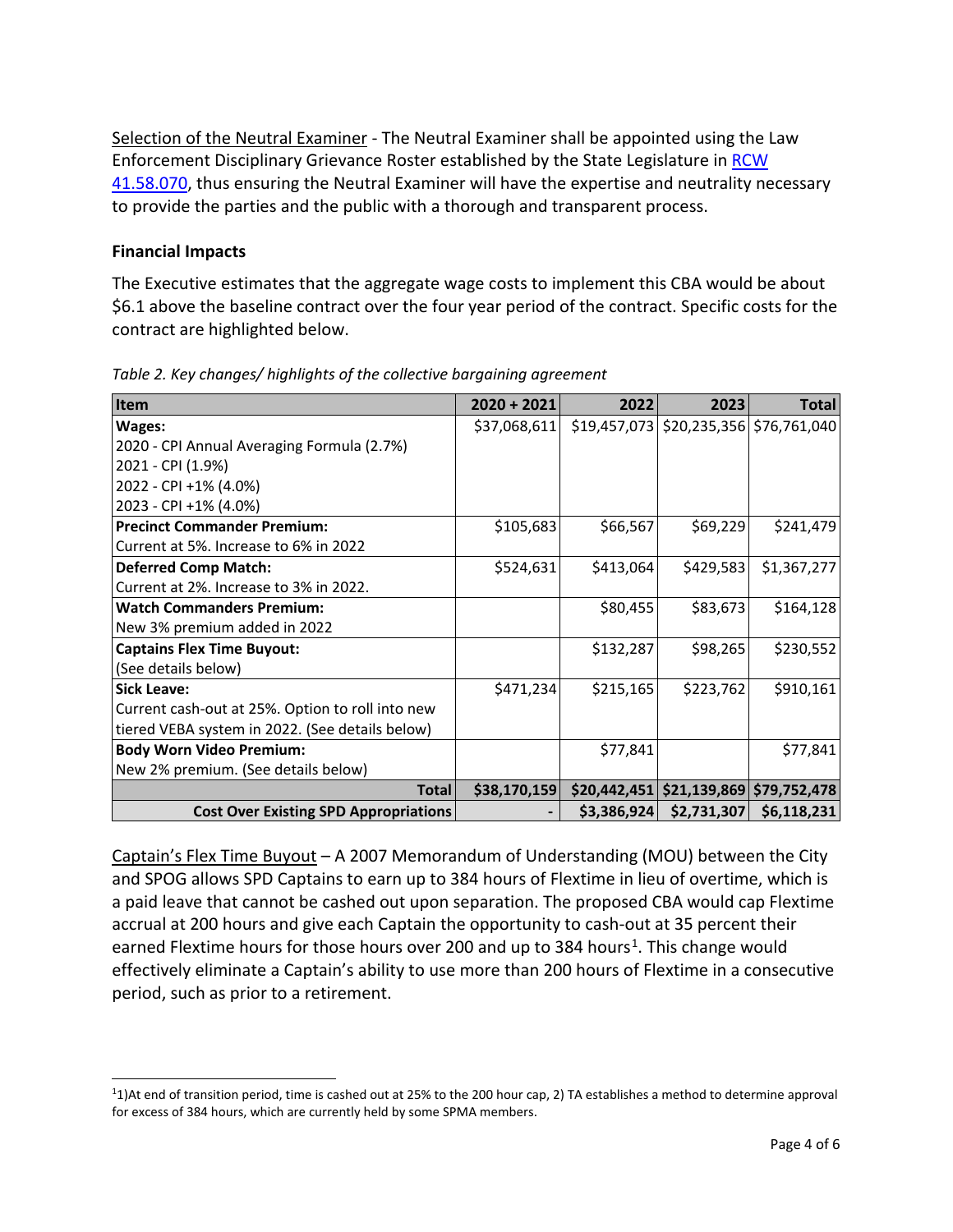Selection of the Neutral Examiner - The Neutral Examiner shall be appointed using the Law Enforcement Disciplinary Grievance Roster established by the State Legislature in RCW 41.58.070, thus ensuring the Neutral Examiner will have the expertise and neutrality necessary to provide the parties and the public with a thorough and transparent process.

### Financial Impacts

The Executive estimates that the aggregate wage costs to implement this CBA would be about $6.1 above the baseline contract over the four year period of the contract. Specific costs for the contract are highlighted below.

*Table 2. Key changes/ highlights of the collective bargaining agreement*

| Item | 2020 + 2021 | 2022 | 2023 | Total |
|---|---|---|---|---|
| **Wages:**<br>2020 - CPI Annual Averaging Formula (2.7%)<br>2021 - CPI (1.9%)<br>2022 - CPI +1% (4.0%)<br>2023 - CPI +1% (4.0%) | $37,068,611 | $19,457,073 | $20,235,356 | $76,761,040 |
| **Precinct Commander Premium:**<br>Current at 5%. Increase to 6% in 2022 | $105,683 | $66,567 | $69,229 | $241,479 |
| **Deferred Comp Match:**<br>Current at 2%. Increase to 3% in 2022. | $524,631 | $413,064 | $429,583 | $1,367,277 |
| **Watch Commanders Premium:**<br>New 3% premium added in 2022 | | $80,455 | $83,673 | $164,128 |
| **Captains Flex Time Buyout:**<br>(See details below) | | $132,287 | $98,265 | $230,552 |
| **Sick Leave:**<br>Current cash-out at 25%. Option to roll into new tiered VEBA system in 2022. (See details below) | $471,234 | $215,165 | $223,762 | $910,161 |
| **Body Worn Video Premium:**<br>New 2% premium. (See details below) | | $77,841 | | $77,841 |
| **Total** | **$38,170,159** | **$20,442,451** | **$21,139,869** | **$79,752,478** |
| **Cost Over Existing SPD Appropriations** | **-** | **$3,386,924** | **$2,731,307** | **$6,118,231** |

Captain's Flex Time Buyout – A 2007 Memorandum of Understanding (MOU) between the City and SPOG allows SPD Captains to earn up to 384 hours of Flextime in lieu of overtime, which is a paid leave that cannot be cashed out upon separation. The proposed CBA would cap Flextime accrual at 200 hours and give each Captain the opportunity to cash-out at 35 percent their earned Flextime hours for those hours over 200 and up to 384 hours[1]. This change would effectively eliminate a Captain's ability to use more than 200 hours of Flextime in a consecutive period, such as prior to a retirement.

[1] 1)At end of transition period, time is cashed out at 25% to the 200 hour cap, 2) TA establishes a method to determine approval for excess of 384 hours, which are currently held by some SPMA members.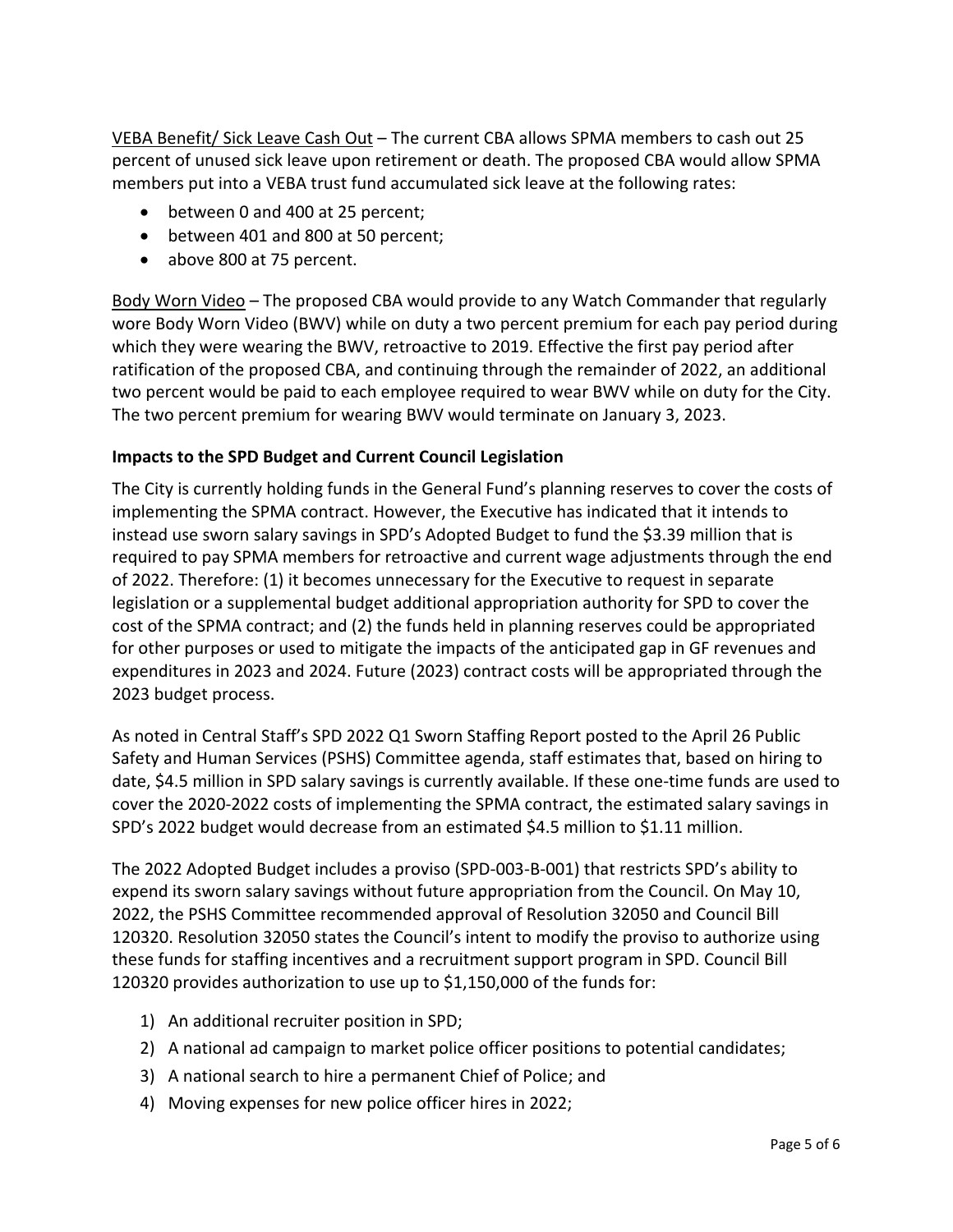<u>VEBA Benefit/ Sick Leave Cash Out</u> – The current CBA allows SPMA members to cash out 25 percent of unused sick leave upon retirement or death. The proposed CBA would allow SPMA members put into a VEBA trust fund accumulated sick leave at the following rates:

- between 0 and 400 at 25 percent;
- between 401 and 800 at 50 percent;
- above 800 at 75 percent.

<u>Body Worn Video</u> – The proposed CBA would provide to any Watch Commander that regularly wore Body Worn Video (BWV) while on duty a two percent premium for each pay period during which they were wearing the BWV, retroactive to 2019. Effective the first pay period after ratification of the proposed CBA, and continuing through the remainder of 2022, an additional two percent would be paid to each employee required to wear BWV while on duty for the City. The two percent premium for wearing BWV would terminate on January 3, 2023.

**Impacts to the SPD Budget and Current Council Legislation**

The City is currently holding funds in the General Fund's planning reserves to cover the costs of implementing the SPMA contract. However, the Executive has indicated that it intends to instead use sworn salary savings in SPD's Adopted Budget to fund the $3.39 million that is required to pay SPMA members for retroactive and current wage adjustments through the end of 2022. Therefore: (1) it becomes unnecessary for the Executive to request in separate legislation or a supplemental budget additional appropriation authority for SPD to cover the cost of the SPMA contract; and (2) the funds held in planning reserves could be appropriated for other purposes or used to mitigate the impacts of the anticipated gap in GF revenues and expenditures in 2023 and 2024. Future (2023) contract costs will be appropriated through the 2023 budget process.

As noted in Central Staff's SPD 2022 Q1 Sworn Staffing Report posted to the April 26 Public Safety and Human Services (PSHS) Committee agenda, staff estimates that, based on hiring to date, $4.5 million in SPD salary savings is currently available. If these one-time funds are used to cover the 2020-2022 costs of implementing the SPMA contract, the estimated salary savings in SPD's 2022 budget would decrease from an estimated $4.5 million to $1.11 million.

The 2022 Adopted Budget includes a proviso (SPD-003-B-001) that restricts SPD's ability to expend its sworn salary savings without future appropriation from the Council. On May 10, 2022, the PSHS Committee recommended approval of Resolution 32050 and Council Bill 120320. Resolution 32050 states the Council's intent to modify the proviso to authorize using these funds for staffing incentives and a recruitment support program in SPD. Council Bill 120320 provides authorization to use up to $1,150,000 of the funds for:

1) An additional recruiter position in SPD;
2) A national ad campaign to market police officer positions to potential candidates;
3) A national search to hire a permanent Chief of Police; and
4) Moving expenses for new police officer hires in 2022;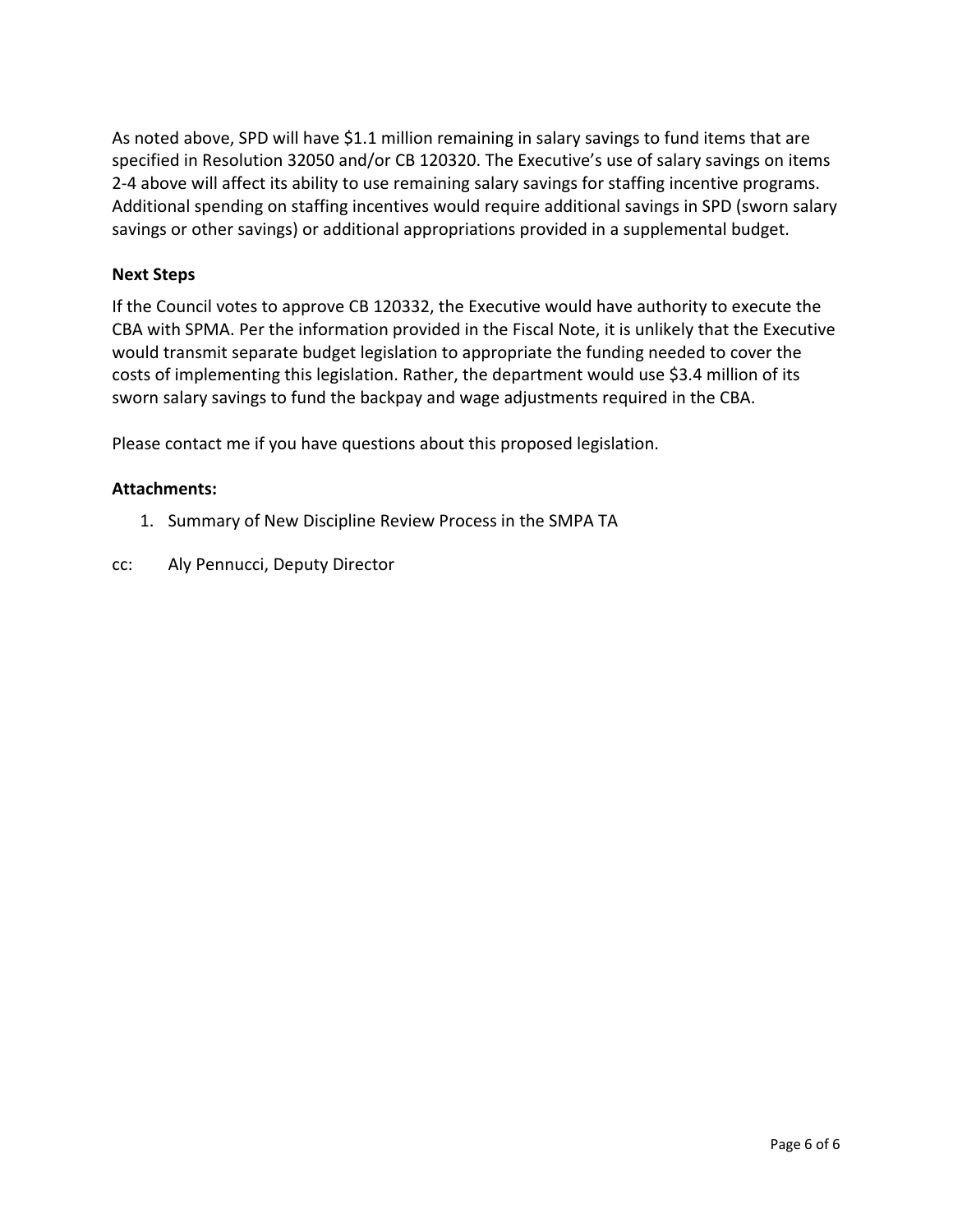As noted above, SPD will have $1.1 million remaining in salary savings to fund items that are specified in Resolution 32050 and/or CB 120320. The Executive's use of salary savings on items 2-4 above will affect its ability to use remaining salary savings for staffing incentive programs. Additional spending on staffing incentives would require additional savings in SPD (sworn salary savings or other savings) or additional appropriations provided in a supplemental budget.

**Next Steps**

If the Council votes to approve CB 120332, the Executive would have authority to execute the CBA with SPMA. Per the information provided in the Fiscal Note, it is unlikely that the Executive would transmit separate budget legislation to appropriate the funding needed to cover the costs of implementing this legislation. Rather, the department would use $3.4 million of its sworn salary savings to fund the backpay and wage adjustments required in the CBA.

Please contact me if you have questions about this proposed legislation.

**Attachments:**

1. Summary of New Discipline Review Process in the SMPA TA

cc: Aly Pennucci, Deputy Director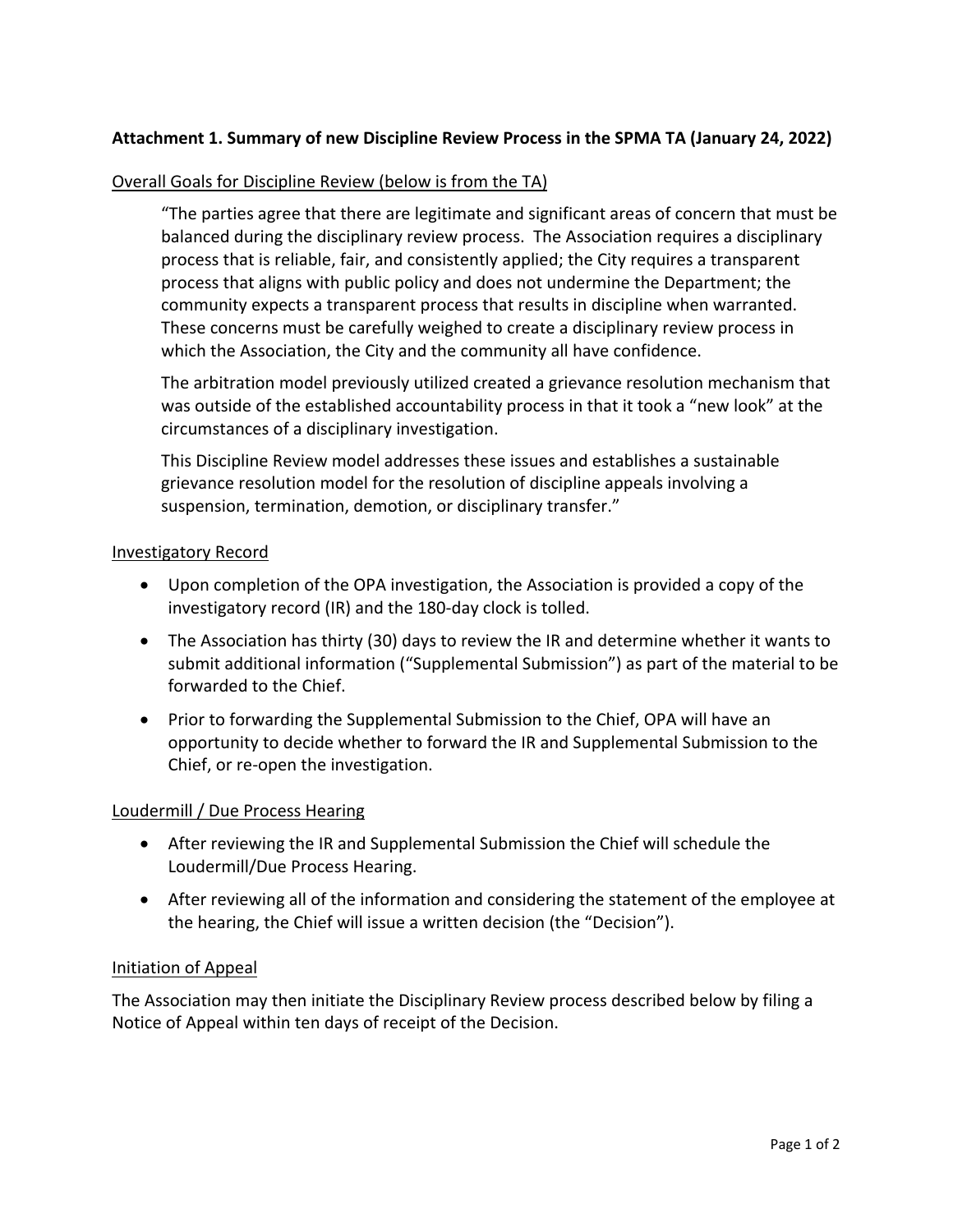**Attachment 1. Summary of new Discipline Review Process in the SPMA TA (January 24, 2022)**

Overall Goals for Discipline Review (below is from the TA)

> "The parties agree that there are legitimate and significant areas of concern that must be balanced during the disciplinary review process. The Association requires a disciplinary process that is reliable, fair, and consistently applied; the City requires a transparent process that aligns with public policy and does not undermine the Department; the community expects a transparent process that results in discipline when warranted. These concerns must be carefully weighed to create a disciplinary review process in which the Association, the City and the community all have confidence.
>
> The arbitration model previously utilized created a grievance resolution mechanism that was outside of the established accountability process in that it took a "new look" at the circumstances of a disciplinary investigation.
>
> This Discipline Review model addresses these issues and establishes a sustainable grievance resolution model for the resolution of discipline appeals involving a suspension, termination, demotion, or disciplinary transfer."

Investigatory Record

- Upon completion of the OPA investigation, the Association is provided a copy of the investigatory record (IR) and the 180-day clock is tolled.
- The Association has thirty (30) days to review the IR and determine whether it wants to submit additional information ("Supplemental Submission") as part of the material to be forwarded to the Chief.
- Prior to forwarding the Supplemental Submission to the Chief, OPA will have an opportunity to decide whether to forward the IR and Supplemental Submission to the Chief, or re-open the investigation.

Loudermill / Due Process Hearing

- After reviewing the IR and Supplemental Submission the Chief will schedule the Loudermill/Due Process Hearing.
- After reviewing all of the information and considering the statement of the employee at the hearing, the Chief will issue a written decision (the "Decision").

Initiation of Appeal

The Association may then initiate the Disciplinary Review process described below by filing a Notice of Appeal within ten days of receipt of the Decision.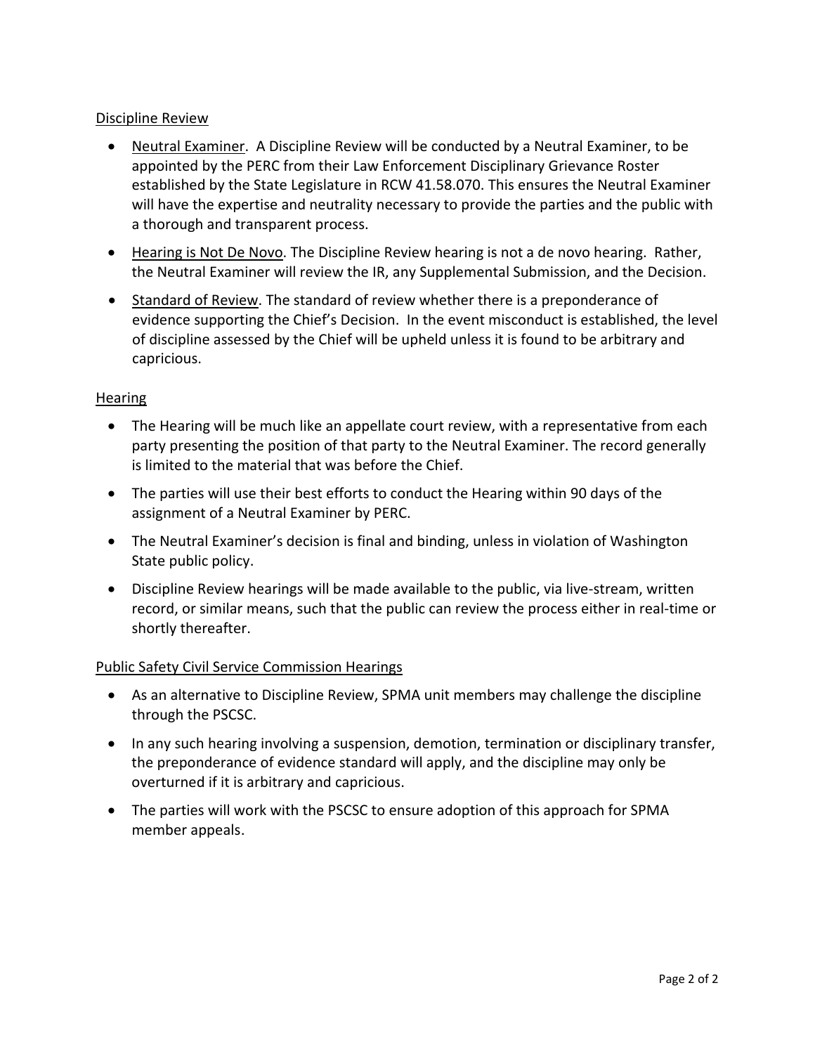Discipline Review

- Neutral Examiner. A Discipline Review will be conducted by a Neutral Examiner, to be appointed by the PERC from their Law Enforcement Disciplinary Grievance Roster established by the State Legislature in RCW 41.58.070. This ensures the Neutral Examiner will have the expertise and neutrality necessary to provide the parties and the public with a thorough and transparent process.
- Hearing is Not De Novo. The Discipline Review hearing is not a de novo hearing. Rather, the Neutral Examiner will review the IR, any Supplemental Submission, and the Decision.
- Standard of Review. The standard of review whether there is a preponderance of evidence supporting the Chief's Decision. In the event misconduct is established, the level of discipline assessed by the Chief will be upheld unless it is found to be arbitrary and capricious.

Hearing

- The Hearing will be much like an appellate court review, with a representative from each party presenting the position of that party to the Neutral Examiner. The record generally is limited to the material that was before the Chief.
- The parties will use their best efforts to conduct the Hearing within 90 days of the assignment of a Neutral Examiner by PERC.
- The Neutral Examiner's decision is final and binding, unless in violation of Washington State public policy.
- Discipline Review hearings will be made available to the public, via live-stream, written record, or similar means, such that the public can review the process either in real-time or shortly thereafter.

Public Safety Civil Service Commission Hearings

- As an alternative to Discipline Review, SPMA unit members may challenge the discipline through the PSCSC.
- In any such hearing involving a suspension, demotion, termination or disciplinary transfer, the preponderance of evidence standard will apply, and the discipline may only be overturned if it is arbitrary and capricious.
- The parties will work with the PSCSC to ensure adoption of this approach for SPMA member appeals.